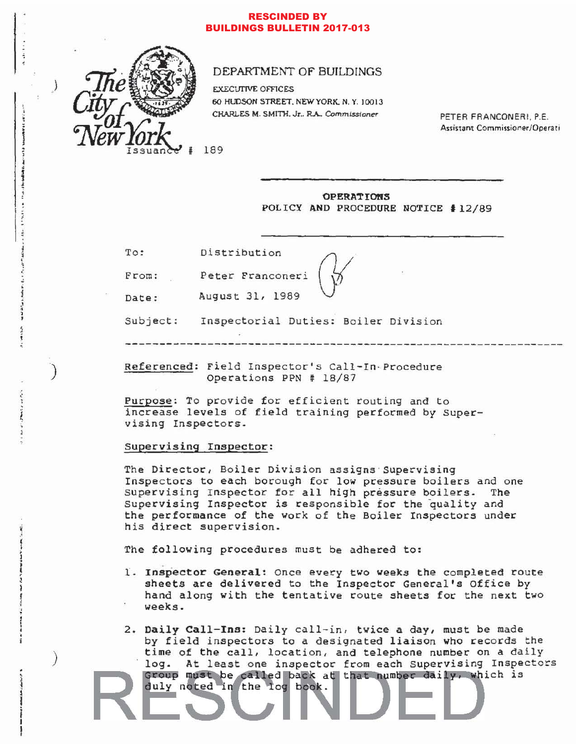**RESCINDED BY BUILDINGS BULLETIN 2017-013**

The City of New York

DEPARTMENT OF BUILDINGS

EXECUTIVE OFFICES
60 HUDSON STREET, NEW YORK, N. Y. 10013
CHARLES M. SMITH, Jr., R.A., Commissioner

PETER FRANCONERI, P.E.
Assistant Commissioner/Operati

Issuance # 189

---

**OPERATIONS**
**POLICY AND PROCEDURE NOTICE #12/89**

---

To: Distribution

From: Peter Franconeri

Date: August 31, 1989

Subject: Inspectorial Duties: Boiler Division

---

Referenced: Field Inspector's Call-In Procedure
Operations PPN # 18/87

Purpose: To provide for efficient routing and to increase levels of field training performed by Supervising Inspectors.

Supervising Inspector:

The Director, Boiler Division assigns Supervising Inspectors to each borough for low pressure boilers and one Supervising Inspector for all high pressure boilers. The Supervising Inspector is responsible for the quality and the performance of the work of the Boiler Inspectors under his direct supervision.

The following procedures must be adhered to:

1. **Inspector General:** Once every two weeks the completed route sheets are delivered to the Inspector General's Office by hand along with the tentative route sheets for the next two weeks.

2. **Daily Call-Ins:** Daily call-in, twice a day, must be made by field inspectors to a designated liaison who records the time of the call, location, and telephone number on a daily log. At least one inspector from each Supervising Inspectors Group must be called back at that number daily, which is duly noted in the log book.

RESCINDED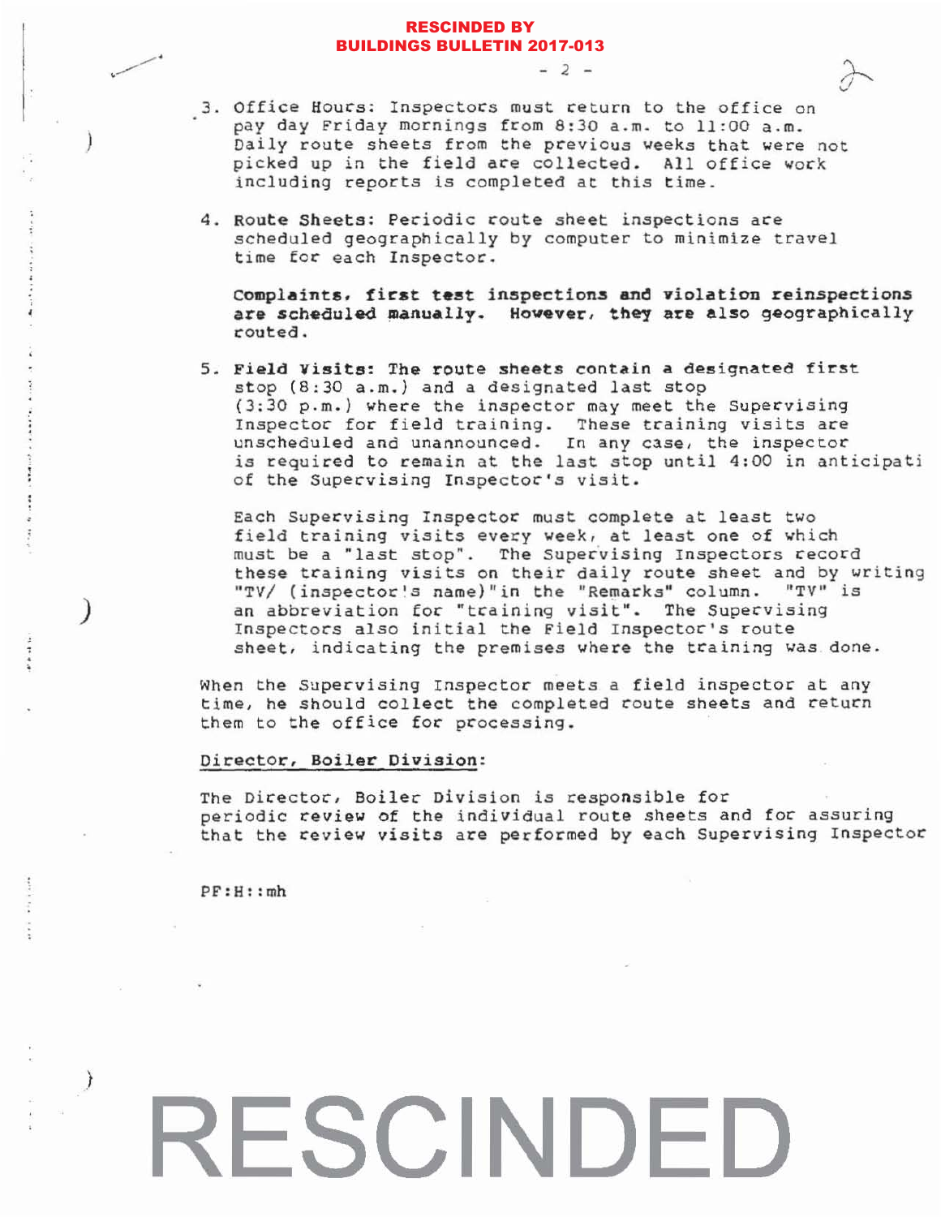RESCINDED BY BUILDINGS BULLETIN 2017-013

3. Office Hours: Inspectors must return to the office on pay day Friday mornings from 8:30 a.m. to 11:00 a.m. Daily route sheets from the previous weeks that were not picked up in the field are collected. All office work including reports is completed at this time.

4. Route Sheets: Periodic route sheet inspections are scheduled geographically by computer to minimize travel time for each Inspector.

   **Complaints, first test inspections and violation reinspections are scheduled manually. However, they are also geographically routed.**

5. **Field Visits: The route sheets contain a designated first** stop (8:30 a.m.) and a designated last stop (3:30 p.m.) where the inspector may meet the Supervising Inspector for field training. These training visits are unscheduled and unannounced. In any case, the inspector is required to remain at the last stop until 4:00 in anticipati of the Supervising Inspector's visit.

   Each Supervising Inspector must complete at least two field training visits every week, at least one of which must be a "last stop". The Supervising Inspectors record these training visits on their daily route sheet and by writing "TV/ (inspector's name)"in the "Remarks" column. "TV" is an abbreviation for "training visit". The Supervising Inspectors also initial the Field Inspector's route sheet, indicating the premises where the training was done.

When the Supervising Inspector meets a field inspector at any time, he should collect the completed route sheets and return them to the office for processing.

Director, Boiler Division:

The Director, Boiler Division is responsible for periodic review of the individual route sheets and for assuring that the review visits are performed by each Supervising Inspector

PF:H::mh

RESCINDED